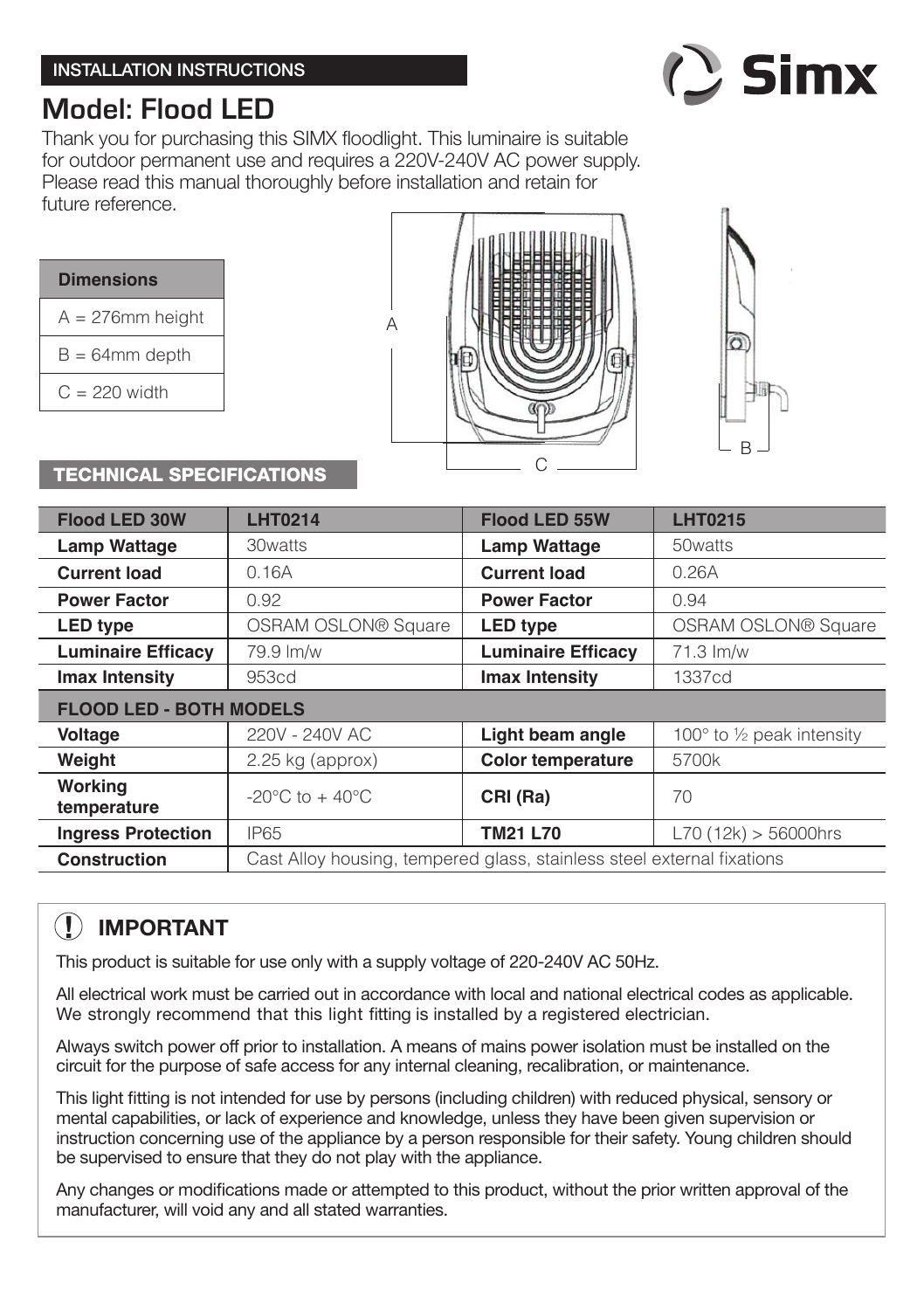INSTALLATION INSTRUCTIONS

# Model: Flood LED

Thank you for purchasing this SIMX floodlight. This luminaire is suitable for outdoor permanent use and requires a 220V-240V AC power supply. Please read this manual thoroughly before installation and retain for future reference.

| Dimensions |
|---|
| A = 276mm height |
| B = 64mm depth |
| C = 220 width |

## TECHNICAL SPECIFICATIONS

| Flood LED 30W | LHT0214 | Flood LED 55W | LHT0215 |
|---|---|---|---|
| **Lamp Wattage** | 30watts | **Lamp Wattage** | 50watts |
| **Current load** | 0.16A | **Current load** | 0.26A |
| **Power Factor** | 0.92 | **Power Factor** | 0.94 |
| **LED type** | OSRAM OSLON® Square | **LED type** | OSRAM OSLON® Square |
| **Luminaire Efficacy** | 79.9 lm/w | **Luminaire Efficacy** | 71.3 lm/w |
| **Imax Intensity** | 953cd | **Imax Intensity** | 1337cd |
| **FLOOD LED - BOTH MODELS** | | | |
| **Voltage** | 220V - 240V AC | **Light beam angle** | 100° to ½ peak intensity |
| **Weight** | 2.25 kg (approx) | **Color temperature** | 5700k |
| **Working temperature** | -20°C to + 40°C | **CRI (Ra)** | 70 |
| **Ingress Protection** | IP65 | **TM21 L70** | L70 (12k) > 56000hrs |
| **Construction** | Cast Alloy housing, tempered glass, stainless steel external fixations | | |

## IMPORTANT

This product is suitable for use only with a supply voltage of 220-240V AC 50Hz.

All electrical work must be carried out in accordance with local and national electrical codes as applicable. We strongly recommend that this light fitting is installed by a registered electrician.

Always switch power off prior to installation. A means of mains power isolation must be installed on the circuit for the purpose of safe access for any internal cleaning, recalibration, or maintenance.

This light fitting is not intended for use by persons (including children) with reduced physical, sensory or mental capabilities, or lack of experience and knowledge, unless they have been given supervision or instruction concerning use of the appliance by a person responsible for their safety. Young children should be supervised to ensure that they do not play with the appliance.

Any changes or modifications made or attempted to this product, without the prior written approval of the manufacturer, will void any and all stated warranties.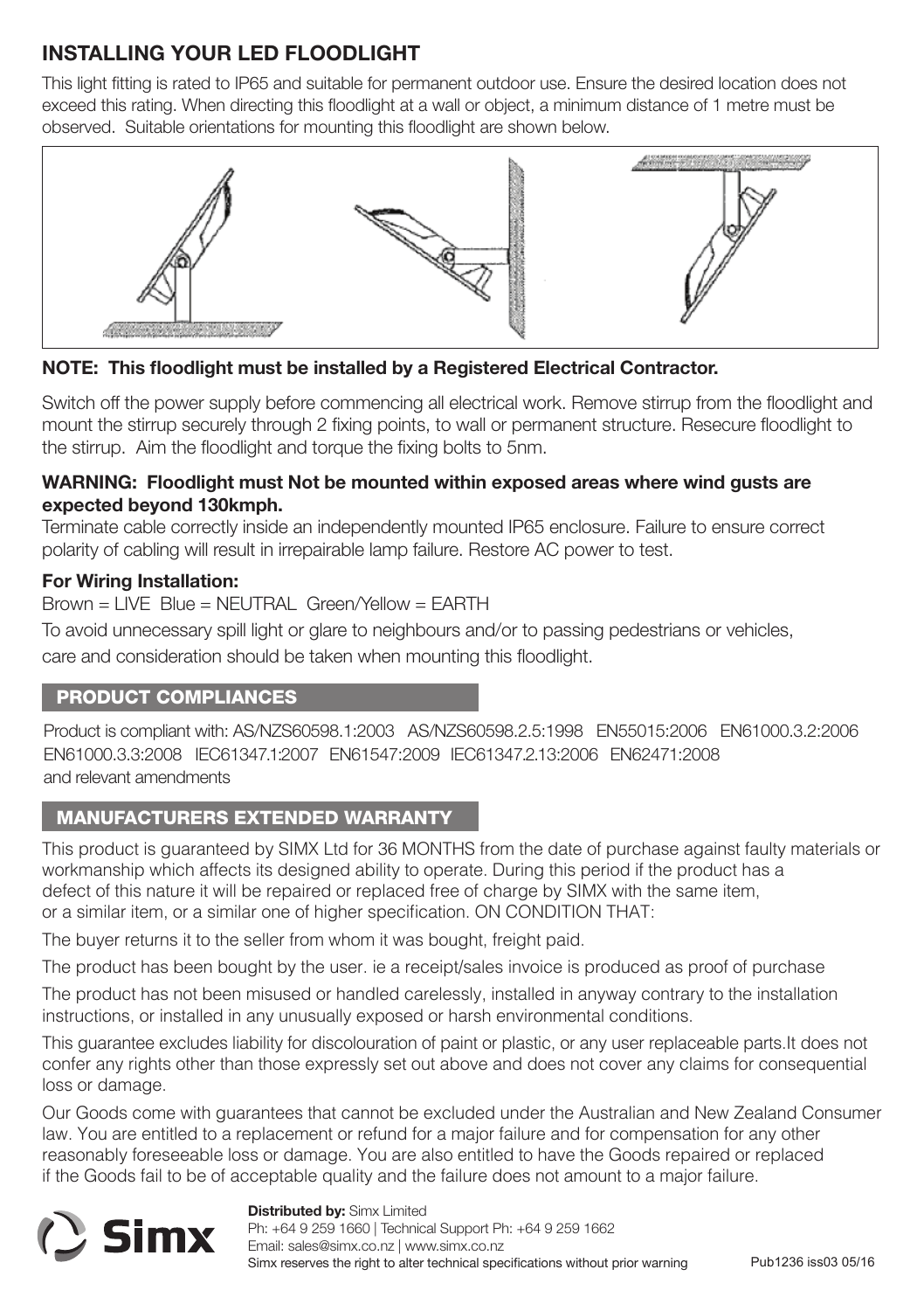## INSTALLING YOUR LED FLOODLIGHT

This light fitting is rated to IP65 and suitable for permanent outdoor use. Ensure the desired location does not exceed this rating. When directing this floodlight at a wall or object, a minimum distance of 1 metre must be observed. Suitable orientations for mounting this floodlight are shown below.

**NOTE: This floodlight must be installed by a Registered Electrical Contractor.**

Switch off the power supply before commencing all electrical work. Remove stirrup from the floodlight and mount the stirrup securely through 2 fixing points, to wall or permanent structure. Resecure floodlight to the stirrup. Aim the floodlight and torque the fixing bolts to 5nm.

**WARNING: Floodlight must Not be mounted within exposed areas where wind gusts are expected beyond 130kmph.**

Terminate cable correctly inside an independently mounted IP65 enclosure. Failure to ensure correct polarity of cabling will result in irrepairable lamp failure. Restore AC power to test.

**For Wiring Installation:**

Brown = LIVE Blue = NEUTRAL Green/Yellow = EARTH

To avoid unnecessary spill light or glare to neighbours and/or to passing pedestrians or vehicles, care and consideration should be taken when mounting this floodlight.

### PRODUCT COMPLIANCES

Product is compliant with: AS/NZS60598.1:2003 AS/NZS60598.2.5:1998 EN55015:2006 EN61000.3.2:2006 EN61000.3.3:2008 IEC61347.1:2007 EN61547:2009 IEC61347.2.13:2006 EN62471:2008 and relevant amendments

### MANUFACTURERS EXTENDED WARRANTY

This product is guaranteed by SIMX Ltd for 36 MONTHS from the date of purchase against faulty materials or workmanship which affects its designed ability to operate. During this period if the product has a defect of this nature it will be repaired or replaced free of charge by SIMX with the same item, or a similar item, or a similar one of higher specification. ON CONDITION THAT:

The buyer returns it to the seller from whom it was bought, freight paid.

The product has been bought by the user. ie a receipt/sales invoice is produced as proof of purchase

The product has not been misused or handled carelessly, installed in anyway contrary to the installation instructions, or installed in any unusually exposed or harsh environmental conditions.

This guarantee excludes liability for discolouration of paint or plastic, or any user replaceable parts.It does not confer any rights other than those expressly set out above and does not cover any claims for consequential loss or damage.

Our Goods come with guarantees that cannot be excluded under the Australian and New Zealand Consumer law. You are entitled to a replacement or refund for a major failure and for compensation for any other reasonably foreseeable loss or damage. You are also entitled to have the Goods repaired or replaced if the Goods fail to be of acceptable quality and the failure does not amount to a major failure.

Simx

**Distributed by:** Simx Limited
Ph: +64 9 259 1660 | Technical Support Ph: +64 9 259 1662
Email: sales@simx.co.nz | www.simx.co.nz
Simx reserves the right to alter technical specifications without prior warning

Pub1236 iss03 05/16